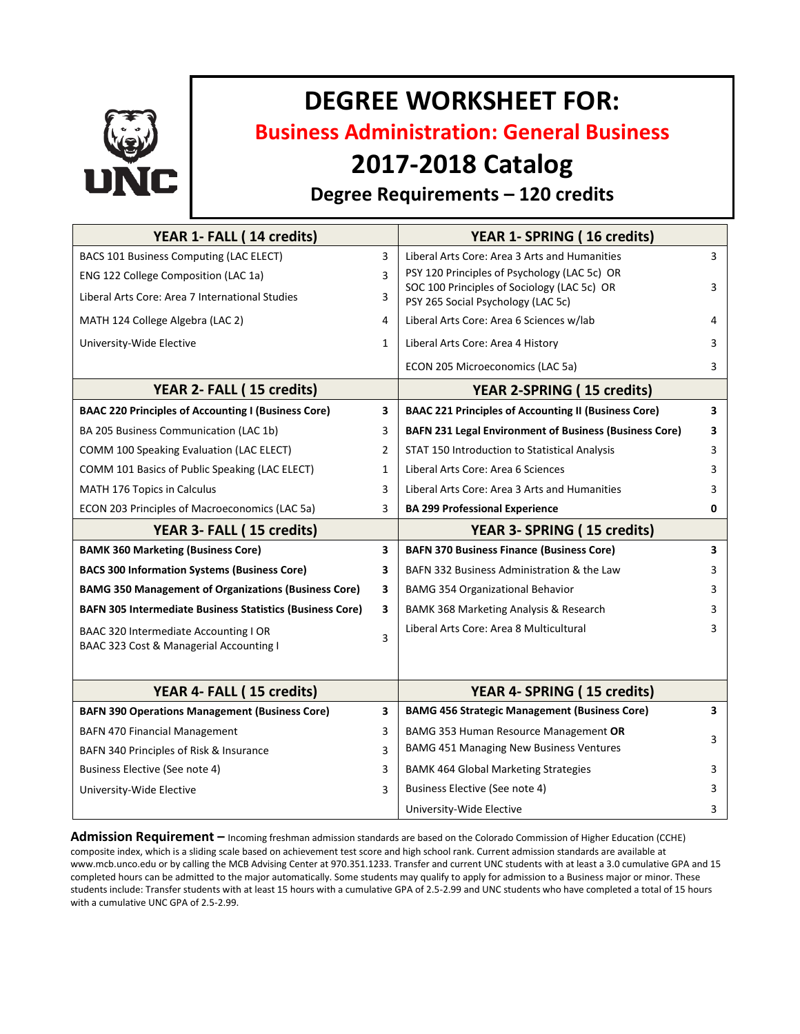# DEGREE WORKSHEET FOR:

## Business Administration: General Business

## 2017-2018 Catalog

### Degree Requirements – 120 credits

| YEAR 1- FALL ( 14 credits) | | YEAR 1- SPRING ( 16 credits) | |
|---|---|---|---|
| BACS 101 Business Computing (LAC ELECT) | 3 | Liberal Arts Core: Area 3 Arts and Humanities | 3 |
| ENG 122 College Composition (LAC 1a) | 3 | PSY 120 Principles of Psychology (LAC 5c) OR SOC 100 Principles of Sociology (LAC 5c) OR PSY 265 Social Psychology (LAC 5c) | 3 |
| Liberal Arts Core: Area 7 International Studies | 3 | | |
| MATH 124 College Algebra (LAC 2) | 4 | Liberal Arts Core: Area 6 Sciences w/lab | 4 |
| University-Wide Elective | 1 | Liberal Arts Core: Area 4 History | 3 |
| | | ECON 205 Microeconomics (LAC 5a) | 3 |
| **YEAR 2- FALL ( 15 credits)** | | **YEAR 2-SPRING ( 15 credits)** | |
| **BAAC 220 Principles of Accounting I (Business Core)** | **3** | **BAAC 221 Principles of Accounting II (Business Core)** | **3** |
| BA 205 Business Communication (LAC 1b) | 3 | **BAFN 231 Legal Environment of Business (Business Core)** | **3** |
| COMM 100 Speaking Evaluation (LAC ELECT) | 2 | STAT 150 Introduction to Statistical Analysis | 3 |
| COMM 101 Basics of Public Speaking (LAC ELECT) | 1 | Liberal Arts Core: Area 6 Sciences | 3 |
| MATH 176 Topics in Calculus | 3 | Liberal Arts Core: Area 3 Arts and Humanities | 3 |
| ECON 203 Principles of Macroeconomics (LAC 5a) | 3 | **BA 299 Professional Experience** | **0** |
| **YEAR 3- FALL ( 15 credits)** | | **YEAR 3- SPRING ( 15 credits)** | |
| **BAMK 360 Marketing (Business Core)** | **3** | **BAFN 370 Business Finance (Business Core)** | **3** |
| **BACS 300 Information Systems (Business Core)** | **3** | BAFN 332 Business Administration & the Law | 3 |
| **BAMG 350 Management of Organizations (Business Core)** | **3** | BAMG 354 Organizational Behavior | 3 |
| **BAFN 305 Intermediate Business Statistics (Business Core)** | **3** | BAMK 368 Marketing Analysis & Research | 3 |
| BAAC 320 Intermediate Accounting I OR BAAC 323 Cost & Managerial Accounting I | 3 | Liberal Arts Core: Area 8 Multicultural | 3 |
| **YEAR 4- FALL ( 15 credits)** | | **YEAR 4- SPRING ( 15 credits)** | |
| **BAFN 390 Operations Management (Business Core)** | **3** | **BAMG 456 Strategic Management (Business Core)** | **3** |
| BAFN 470 Financial Management | 3 | BAMG 353 Human Resource Management **OR** BAMG 451 Managing New Business Ventures | 3 |
| BAFN 340 Principles of Risk & Insurance | 3 | | |
| Business Elective (See note 4) | 3 | BAMK 464 Global Marketing Strategies | 3 |
| University-Wide Elective | 3 | Business Elective (See note 4) | 3 |
| | | University-Wide Elective | 3 |

**Admission Requirement –** Incoming freshman admission standards are based on the Colorado Commission of Higher Education (CCHE) composite index, which is a sliding scale based on achievement test score and high school rank. Current admission standards are available at www.mcb.unco.edu or by calling the MCB Advising Center at 970.351.1233. Transfer and current UNC students with at least a 3.0 cumulative GPA and 15 completed hours can be admitted to the major automatically. Some students may qualify to apply for admission to a Business major or minor. These students include: Transfer students with at least 15 hours with a cumulative GPA of 2.5-2.99 and UNC students who have completed a total of 15 hours with a cumulative UNC GPA of 2.5-2.99.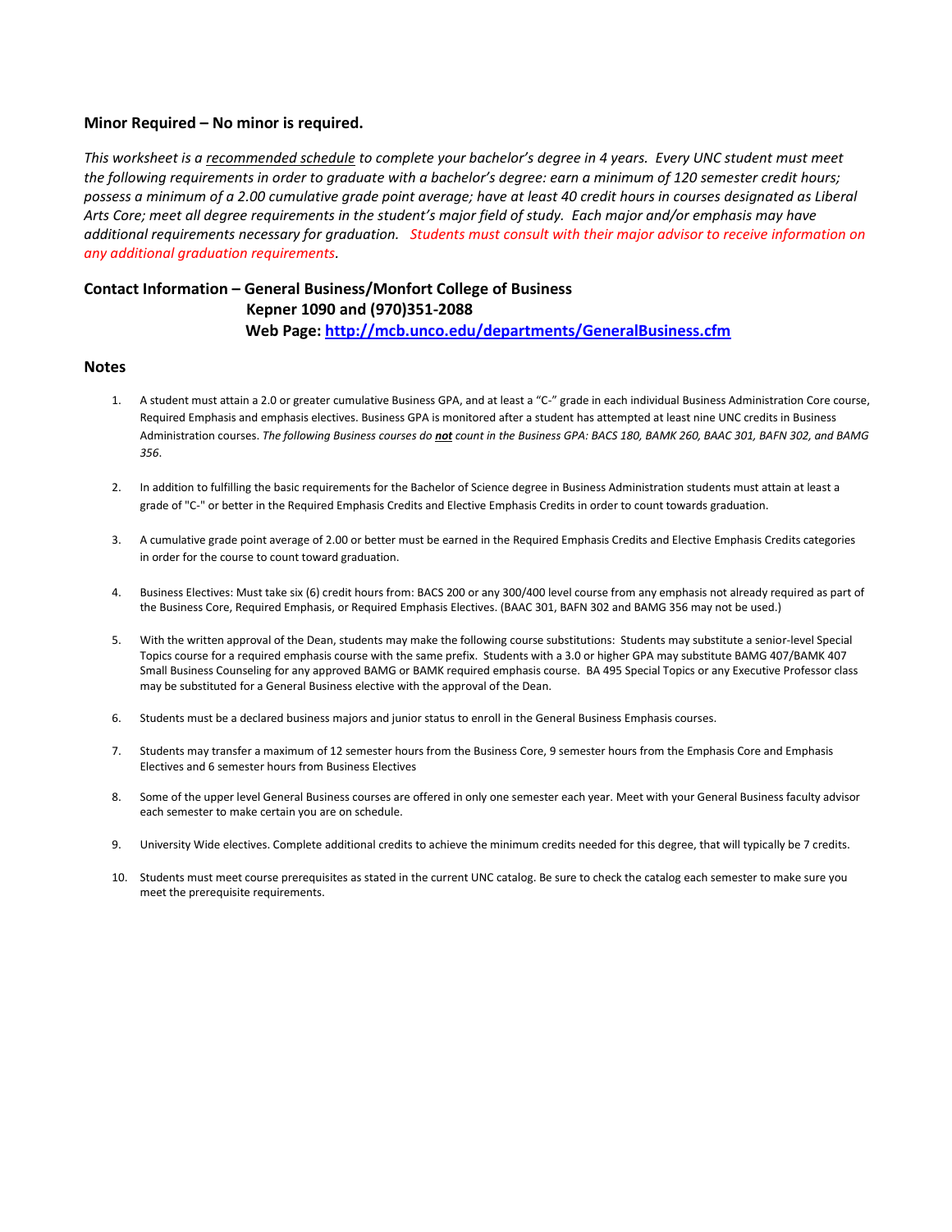**Minor Required – No minor is required.**

*This worksheet is a* *<u>recommended schedule</u>* *to complete your bachelor's degree in 4 years. Every UNC student must meet the following requirements in order to graduate with a bachelor's degree: earn a minimum of 120 semester credit hours; possess a minimum of a 2.00 cumulative grade point average; have at least 40 credit hours in courses designated as Liberal Arts Core; meet all degree requirements in the student's major field of study. Each major and/or emphasis may have additional requirements necessary for graduation. Students must consult with their major advisor to receive information on any additional graduation requirements.*

**Contact Information – General Business/Monfort College of Business**
**Kepner 1090 and (970)351-2088**
**Web Page: [http://mcb.unco.edu/departments/GeneralBusiness.cfm](http://mcb.unco.edu/departments/GeneralBusiness.cfm)**

**Notes**

1. A student must attain a 2.0 or greater cumulative Business GPA, and at least a "C-" grade in each individual Business Administration Core course, Required Emphasis and emphasis electives. Business GPA is monitored after a student has attempted at least nine UNC credits in Business Administration courses. *The following Business courses do **<u>not</u>** count in the Business GPA: BACS 180, BAMK 260, BAAC 301, BAFN 302, and BAMG 356*.
2. In addition to fulfilling the basic requirements for the Bachelor of Science degree in Business Administration students must attain at least a grade of "C-" or better in the Required Emphasis Credits and Elective Emphasis Credits in order to count towards graduation.
3. A cumulative grade point average of 2.00 or better must be earned in the Required Emphasis Credits and Elective Emphasis Credits categories in order for the course to count toward graduation.
4. Business Electives: Must take six (6) credit hours from: BACS 200 or any 300/400 level course from any emphasis not already required as part of the Business Core, Required Emphasis, or Required Emphasis Electives. (BAAC 301, BAFN 302 and BAMG 356 may not be used.)
5. With the written approval of the Dean, students may make the following course substitutions: Students may substitute a senior-level Special Topics course for a required emphasis course with the same prefix. Students with a 3.0 or higher GPA may substitute BAMG 407/BAMK 407 Small Business Counseling for any approved BAMG or BAMK required emphasis course. BA 495 Special Topics or any Executive Professor class may be substituted for a General Business elective with the approval of the Dean.
6. Students must be a declared business majors and junior status to enroll in the General Business Emphasis courses.
7. Students may transfer a maximum of 12 semester hours from the Business Core, 9 semester hours from the Emphasis Core and Emphasis Electives and 6 semester hours from Business Electives
8. Some of the upper level General Business courses are offered in only one semester each year. Meet with your General Business faculty advisor each semester to make certain you are on schedule.
9. University Wide electives. Complete additional credits to achieve the minimum credits needed for this degree, that will typically be 7 credits.
10. Students must meet course prerequisites as stated in the current UNC catalog. Be sure to check the catalog each semester to make sure you meet the prerequisite requirements.